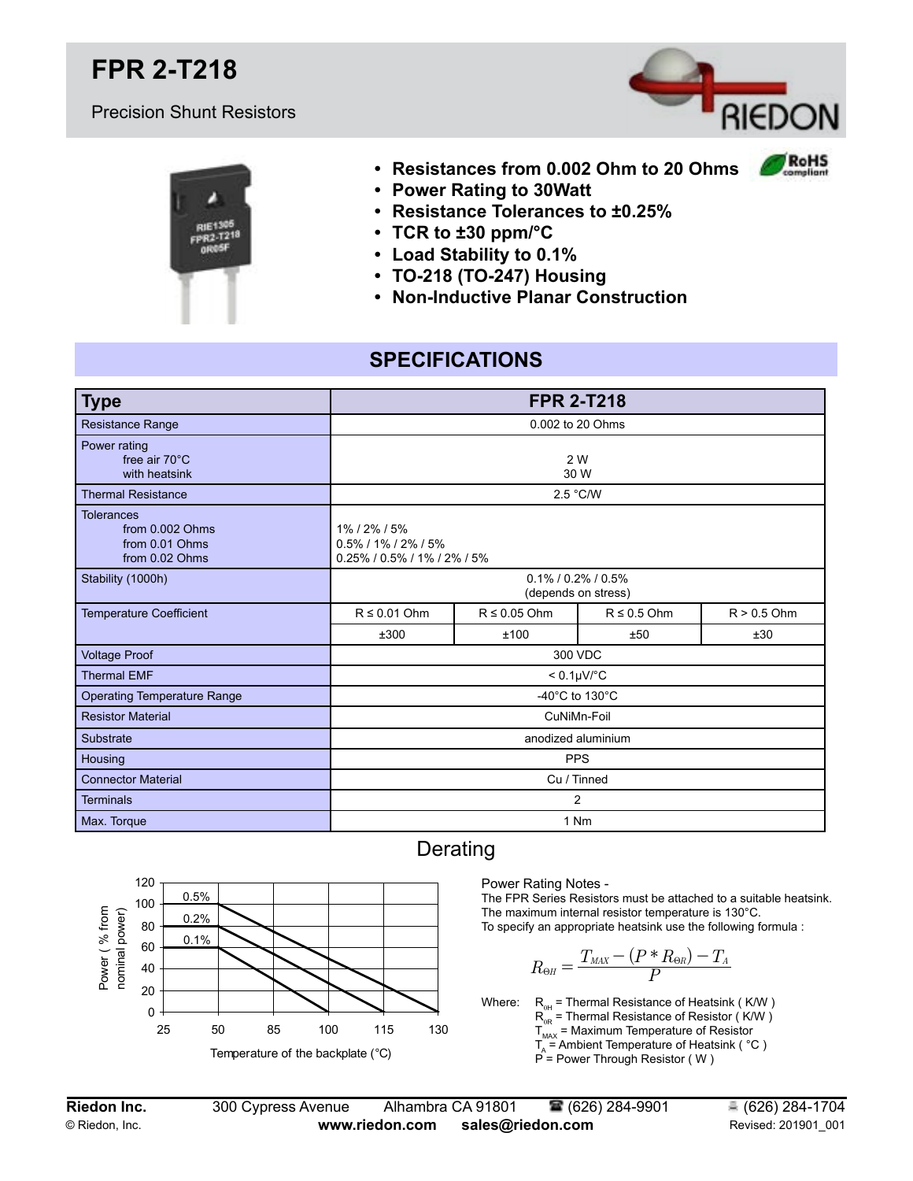# FPR 2-T218

Precision Shunt Resistors

- **Resistances from 0.002 Ohm to 20 Ohms**
- **Power Rating to 30Watt**
- **Resistance Tolerances to ±0.25%**
- **TCR to ±30 ppm/°C**
- **Load Stability to 0.1%**
- **TO-218 (TO-247) Housing**
- **Non-Inductive Planar Construction**

## SPECIFICATIONS

| Type | FPR 2-T218 | | | |
|---|---|---|---|---|
| Resistance Range | 0.002 to 20 Ohms | | | |
| Power rating<br>free air 70°C<br>with heatsink | <br>2 W<br>30 W | | | |
| Thermal Resistance | 2.5 °C/W | | | |
| Tolerances<br>from 0.002 Ohms<br>from 0.01 Ohms<br>from 0.02 Ohms | <br>1% / 2% / 5%<br>0.5% / 1% / 2% / 5%<br>0.25% / 0.5% / 1% / 2% / 5% | | | |
| Stability (1000h) | 0.1% / 0.2% / 0.5%<br>(depends on stress) | | | |
| Temperature Coefficient | R ≤ 0.01 Ohm | R ≤ 0.05 Ohm | R ≤ 0.5 Ohm | R > 0.5 Ohm |
| | ±300 | ±100 | ±50 | ±30 |
| Voltage Proof | 300 VDC | | | |
| Thermal EMF | < 0.1µV/°C | | | |
| Operating Temperature Range | -40°C to 130°C | | | |
| Resistor Material | CuNiMn-Foil | | | |
| Substrate | anodized aluminium | | | |
| Housing | PPS | | | |
| Connector Material | Cu / Tinned | | | |
| Terminals | 2 | | | |
| Max. Torque | 1 Nm | | | |

## Derating

Power Rating Notes -
The FPR Series Resistors must be attached to a suitable heatsink.
The maximum internal resistor temperature is 130°C.
To specify an appropriate heatsink use the following formula :

$$R_{\Theta H} = \frac{T_{MAX} - (P * R_{\Theta R}) - T_A}{P}$$

Where:
$R_{\theta H}$ = Thermal Resistance of Heatsink ( K/W )
$R_{\theta R}$ = Thermal Resistance of Resistor ( K/W )
$T_{MAX}$ = Maximum Temperature of Resistor
$T_A$ = Ambient Temperature of Heatsink ( °C )
P = Power Through Resistor ( W )

**Riedon Inc.** 300 Cypress Avenue Alhambra CA 91801 (626) 284-9901 (626) 284-1704
© Riedon, Inc. **www.riedon.com** **sales@riedon.com** Revised: 201901_001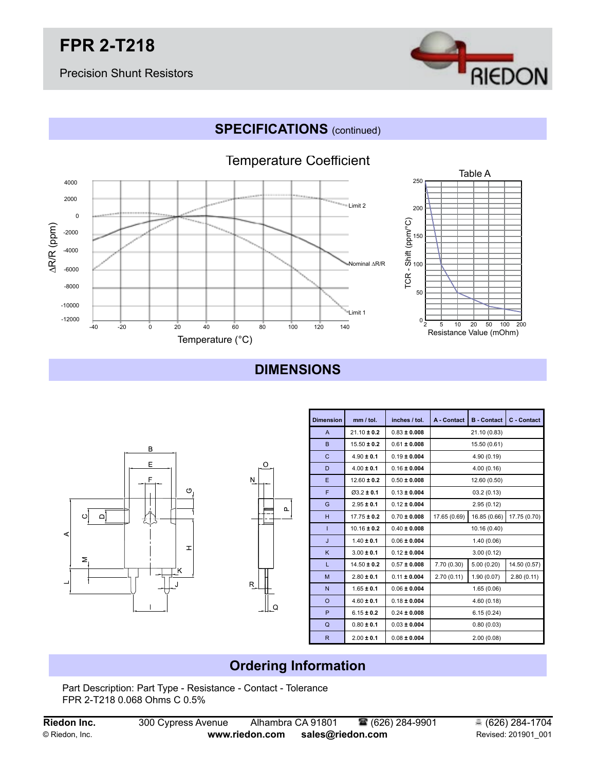# FPR 2-T218

Precision Shunt Resistors

## SPECIFICATIONS (continued)

Temperature Coefficient

4000
2000
0
-2000
-4000
-6000
-8000
-10000
-12000

ΔR/R (ppm)

-40 -20 0 20 40 60 80 100 120 140

Temperature (°C)

Limit 2
Nominal ΔR/R
Limit 1

Table A

250
200
150
100
50
0

TCR - Shift (ppm/°C)

2 5 10 20 50 100 200

Resistance Value (mOhm)

## DIMENSIONS

B
E
F
G
C
D
A
H
M
L
K
J
I
O
N
P
R
Q

| Dimension | mm / tol. | inches / tol. | A - Contact | B - Contact | C - Contact |
|---|---|---|---|---|---|
| A | 21.10 **± 0.2** | 0.83 **± 0.008** | 21.10 (0.83) | | |
| B | 15.50 **± 0.2** | 0.61 **± 0.008** | 15.50 (0.61) | | |
| C | 4.90 **± 0.1** | 0.19 **± 0.004** | 4.90 (0.19) | | |
| D | 4.00 **± 0.1** | 0.16 **± 0.004** | 4.00 (0.16) | | |
| E | 12.60 **± 0.2** | 0.50 **± 0.008** | 12.60 (0.50) | | |
| F | Ø3.2 **± 0.1** | 0.13 **± 0.004** | 03.2 (0.13) | | |
| G | 2.95 **± 0.1** | 0.12 **± 0.004** | 2.95 (0.12) | | |
| H | 17.75 **± 0.2** | 0.70 **± 0.008** | 17.65 (0.69) | 16.85 (0.66) | 17.75 (0.70) |
| I | 10.16 **± 0.2** | 0.40 **± 0.008** | 10.16 (0.40) | | |
| J | 1.40 **± 0.1** | 0.06 **± 0.004** | 1.40 (0.06) | | |
| K | 3.00 **± 0.1** | 0.12 **± 0.004** | 3.00 (0.12) | | |
| L | 14.50 **± 0.2** | 0.57 **± 0.008** | 7.70 (0.30) | 5.00 (0.20) | 14.50 (0.57) |
| M | 2.80 **± 0.1** | 0.11 **± 0.004** | 2.70 (0.11) | 1.90 (0.07) | 2.80 (0.11) |
| N | 1.65 **± 0.1** | 0.06 **± 0.004** | 1.65 (0.06) | | |
| O | 4.60 **± 0.1** | 0.18 **± 0.004** | 4.60 (0.18) | | |
| P | 6.15 **± 0.2** | 0.24 **± 0.008** | 6.15 (0.24) | | |
| Q | 0.80 **± 0.1** | 0.03 **± 0.004** | 0.80 (0.03) | | |
| R | 2.00 **± 0.1** | 0.08 **± 0.004** | 2.00 (0.08) | | |

## Ordering Information

Part Description: Part Type - Resistance - Contact - Tolerance
FPR 2-T218 0.068 Ohms C 0.5%

**Riedon Inc.** 300 Cypress Avenue Alhambra CA 91801 (626) 284-9901 (626) 284-1704
© Riedon, Inc. **www.riedon.com** **sales@riedon.com** Revised: 201901_001